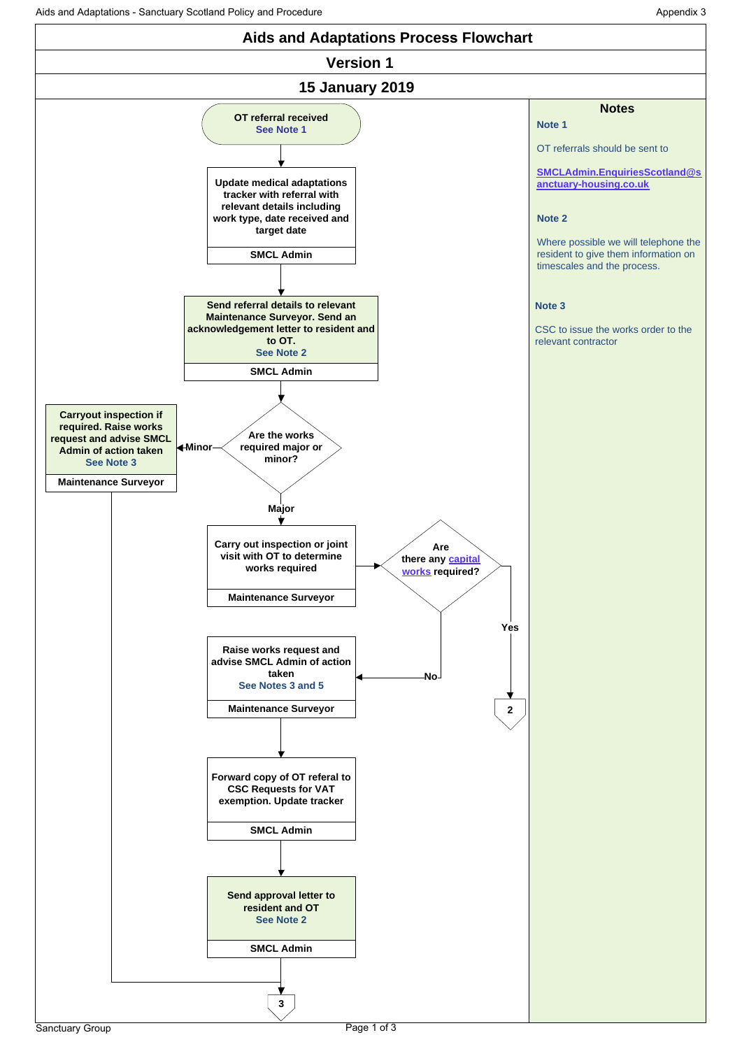# Aids and Adaptations Process Flowchart

## Version 1

## 15 January 2019

**OT referral received**
See Note 1

↓

**Update medical adaptations tracker with referral with relevant details including work type, date received and target date**
SMCL Admin

↓

**Send referral details to relevant Maintenance Surveyor. Send an acknowledgement letter to resident and to OT.**
See Note 2
SMCL Admin

↓

**Are the works required major or minor?**

- **Minor** → **Carryout inspection if required. Raise works request and advise SMCL Admin of action taken**
  See Note 3
  Maintenance Surveyor
  → 3

- **Major** → **Carry out inspection or joint visit with OT to determine works required**
  Maintenance Surveyor

  ↓

  **Are there any capital works required?**

  - **Yes** → 2
  - **No** → **Raise works request and advise SMCL Admin of action taken**
    See Notes 3 and 5
    Maintenance Surveyor

    ↓

    **Forward copy of OT referal to CSC Requests for VAT exemption. Update tracker**
    SMCL Admin

    ↓

    **Send approval letter to resident and OT**
    See Note 2
    SMCL Admin

    ↓

    3

## Notes

**Note 1**

OT referrals should be sent to

**SMCLAdmin.EnquiriesScotland@sanctuary-housing.co.uk**

**Note 2**

Where possible we will telephone the resident to give them information on timescales and the process.

**Note 3**

CSC to issue the works order to the relevant contractor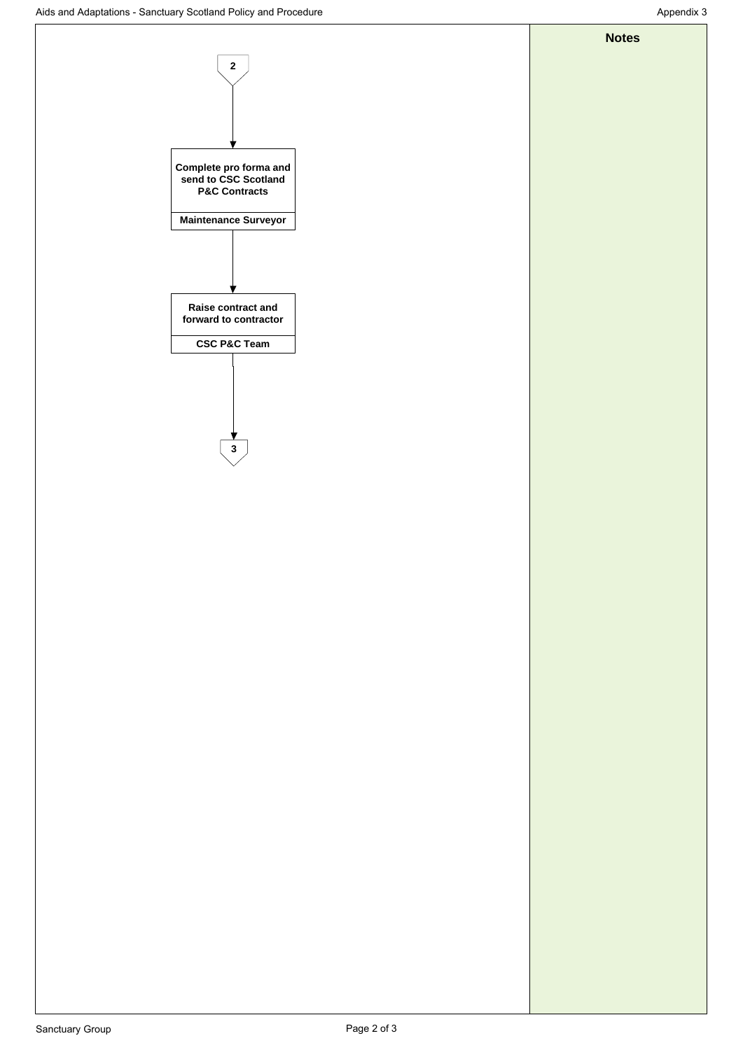**2**

↓

**Complete pro forma and send to CSC Scotland P&C Contracts**

**Maintenance Surveyor**

↓

**Raise contract and forward to contractor**

**CSC P&C Team**

↓

**3**

**Notes**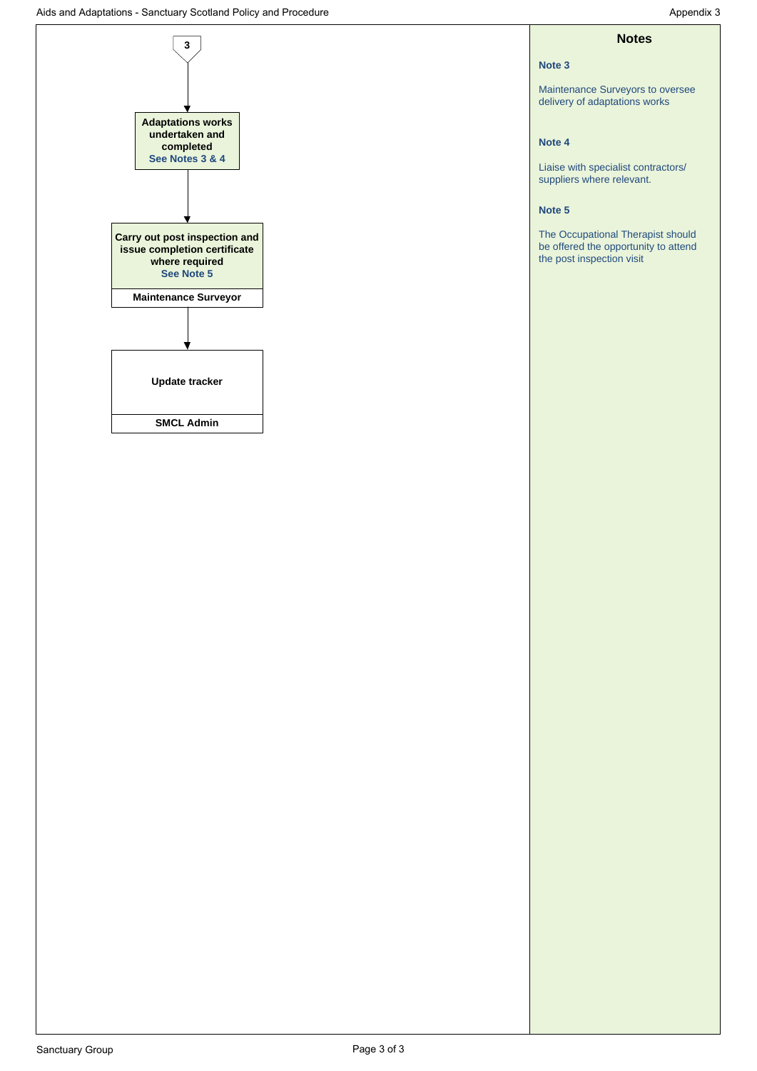**3**

**Adaptations works undertaken and completed**
See Notes 3 & 4

↓

**Carry out post inspection and issue completion certificate where required**
See Note 5

**Maintenance Surveyor**

↓

**Update tracker**

**SMCL Admin**

## Notes

**Note 3**

Maintenance Surveyors to oversee delivery of adaptations works

**Note 4**

Liaise with specialist contractors/ suppliers where relevant.

**Note 5**

The Occupational Therapist should be offered the opportunity to attend the post inspection visit